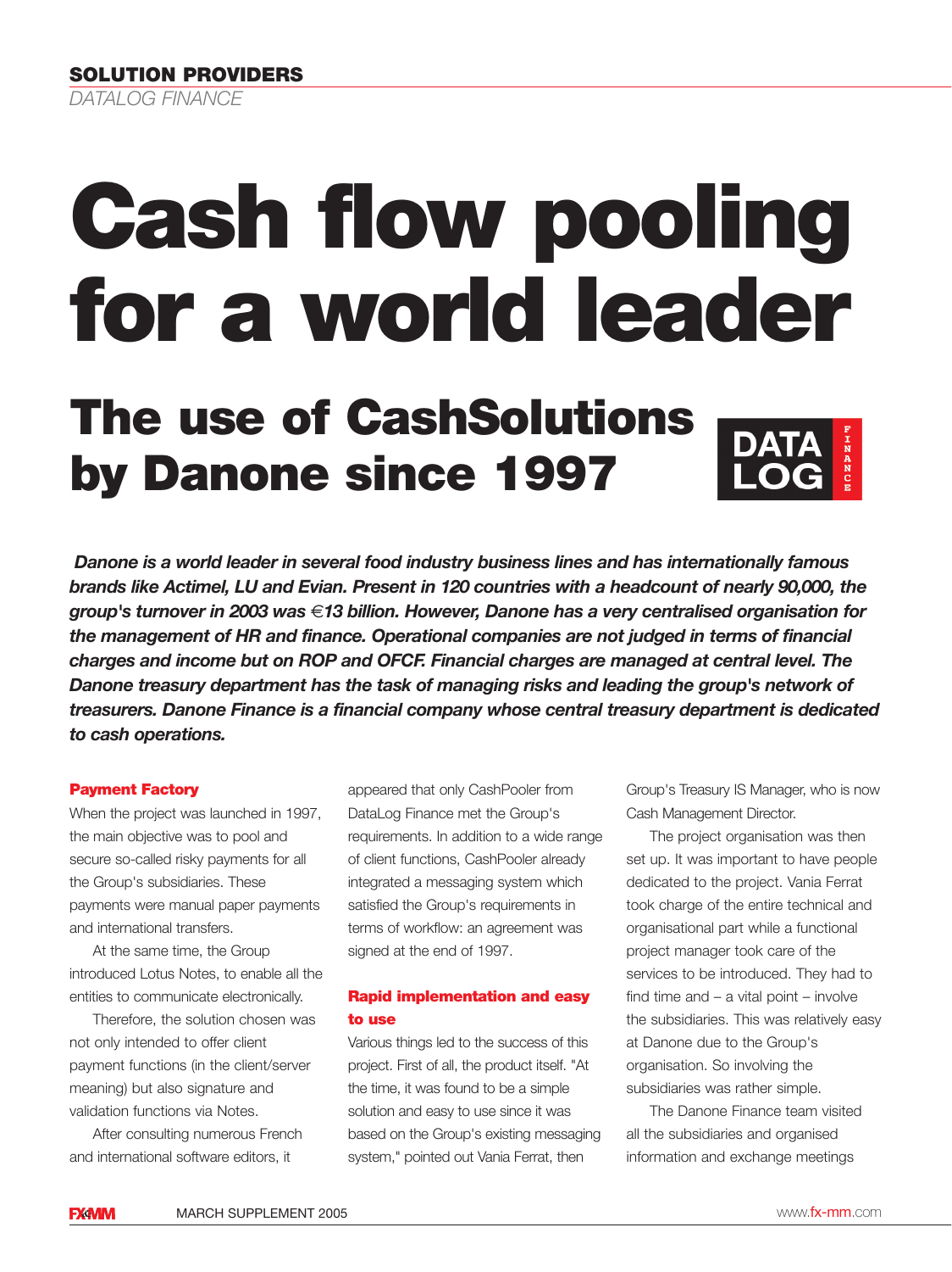**SOLUTION PROVIDERS**

*DATALOG FINANCE*

# Cash flow pooling for a world leader

## The use of CashSolutions by Danone since 1997

***Danone is a world leader in several food industry business lines and has internationally famous brands like Actimel, LU and Evian. Present in 120 countries with a headcount of nearly 90,000, the group's turnover in 2003 was €13 billion. However, Danone has a very centralised organisation for the management of HR and finance. Operational companies are not judged in terms of financial charges and income but on ROP and OFCF. Financial charges are managed at central level. The Danone treasury department has the task of managing risks and leading the group's network of treasurers. Danone Finance is a financial company whose central treasury department is dedicated to cash operations.***

### Payment Factory

When the project was launched in 1997, the main objective was to pool and secure so-called risky payments for all the Group's subsidiaries. These payments were manual paper payments and international transfers.

At the same time, the Group introduced Lotus Notes, to enable all the entities to communicate electronically.

Therefore, the solution chosen was not only intended to offer client payment functions (in the client/server meaning) but also signature and validation functions via Notes.

After consulting numerous French and international software editors, it appeared that only CashPooler from DataLog Finance met the Group's requirements. In addition to a wide range of client functions, CashPooler already integrated a messaging system which satisfied the Group's requirements in terms of workflow: an agreement was signed at the end of 1997.

### Rapid implementation and easy to use

Various things led to the success of this project. First of all, the product itself. "At the time, it was found to be a simple solution and easy to use since it was based on the Group's existing messaging system," pointed out Vania Ferrat, then Group's Treasury IS Manager, who is now Cash Management Director.

The project organisation was then set up. It was important to have people dedicated to the project. Vania Ferrat took charge of the entire technical and organisational part while a functional project manager took care of the services to be introduced. They had to find time and – a vital point – involve the subsidiaries. This was relatively easy at Danone due to the Group's organisation. So involving the subsidiaries was rather simple.

The Danone Finance team visited all the subsidiaries and organised information and exchange meetings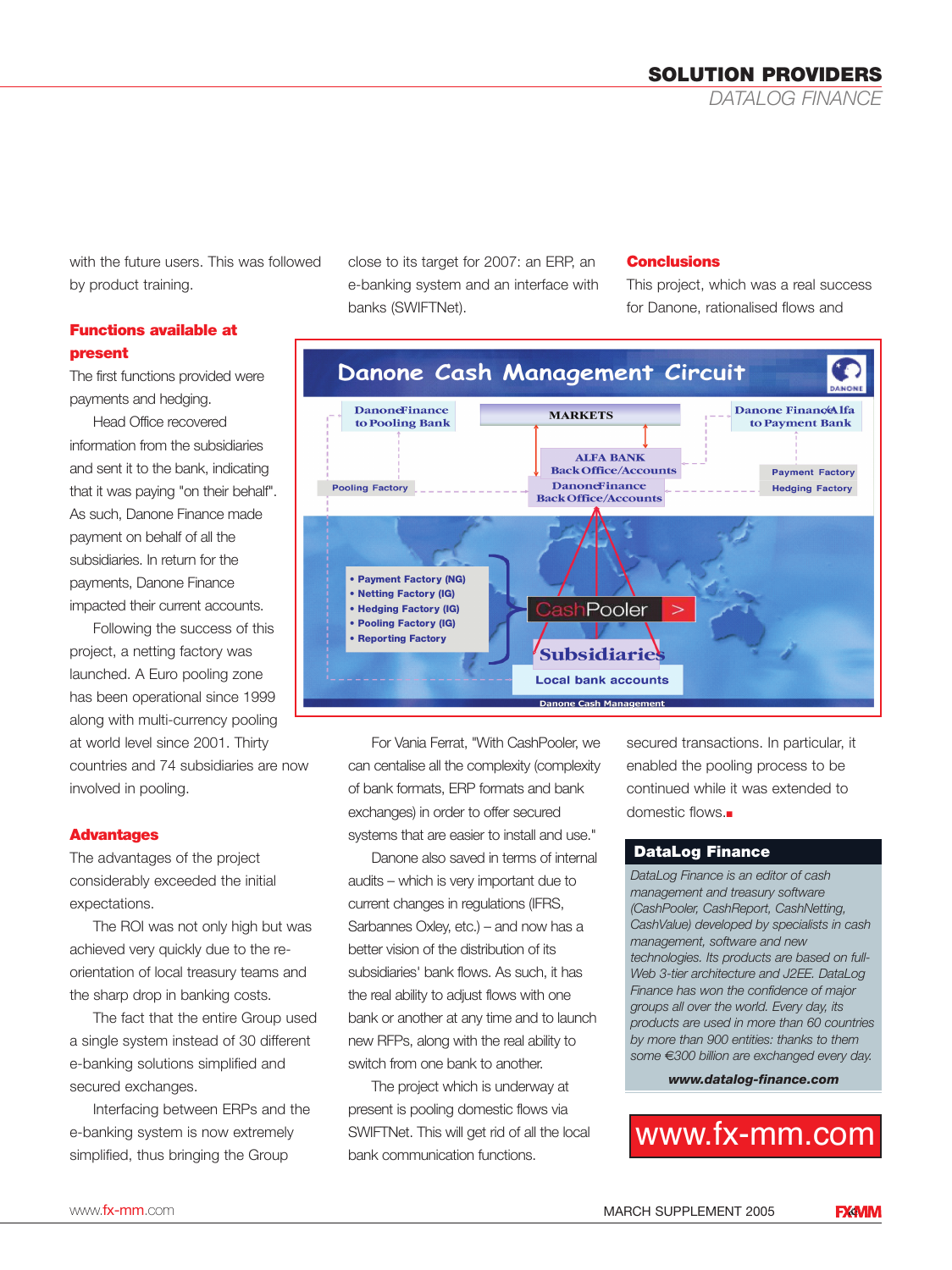with the future users. This was followed by product training.

### Functions available at present

The first functions provided were payments and hedging.

Head Office recovered information from the subsidiaries and sent it to the bank, indicating that it was paying "on their behalf". As such, Danone Finance made payment on behalf of all the subsidiaries. In return for the payments, Danone Finance impacted their current accounts.

Following the success of this project, a netting factory was launched. A Euro pooling zone has been operational since 1999 along with multi-currency pooling at world level since 2001. Thirty countries and 74 subsidiaries are now involved in pooling.

### Advantages

The advantages of the project considerably exceeded the initial expectations.

The ROI was not only high but was achieved very quickly due to the re-orientation of local treasury teams and the sharp drop in banking costs.

The fact that the entire Group used a single system instead of 30 different e-banking solutions simplified and secured exchanges.

Interfacing between ERPs and the e-banking system is now extremely simplified, thus bringing the Group close to its target for 2007: an ERP, an e-banking system and an interface with banks (SWIFTNet).

Danone Cash Management Circuit

DanoneFinance to Pooling Bank

MARKETS

Danone Finance/Alfa to Payment Bank

ALFA BANK Back Office/Accounts

DanoneFinance Back Office/Accounts

Pooling Factory

Payment Factory

Hedging Factory

- Payment Factory (NG)
- Netting Factory (IG)
- Hedging Factory (IG)
- Pooling Factory (IG)
- Reporting Factory

CashPooler

Subsidiaries

Local bank accounts

Danone Cash Management

For Vania Ferrat, "With CashPooler, we can centalise all the complexity (complexity of bank formats, ERP formats and bank exchanges) in order to offer secured systems that are easier to install and use."

Danone also saved in terms of internal audits – which is very important due to current changes in regulations (IFRS, Sarbannes Oxley, etc.) – and now has a better vision of the distribution of its subsidiaries' bank flows. As such, it has the real ability to adjust flows with one bank or another at any time and to launch new RFPs, along with the real ability to switch from one bank to another.

The project which is underway at present is pooling domestic flows via SWIFTNet. This will get rid of all the local bank communication functions.

### Conclusions

This project, which was a real success for Danone, rationalised flows and secured transactions. In particular, it enabled the pooling process to be continued while it was extended to domestic flows.■

### DataLog Finance

*DataLog Finance is an editor of cash management and treasury software (CashPooler, CashReport, CashNetting, CashValue) developed by specialists in cash management, software and new technologies. Its products are based on full-Web 3-tier architecture and J2EE. DataLog Finance has won the confidence of major groups all over the world. Every day, its products are used in more than 60 countries by more than 900 entities: thanks to them some €300 billion are exchanged every day.*

***www.datalog-finance.com***

www.fx-mm.com